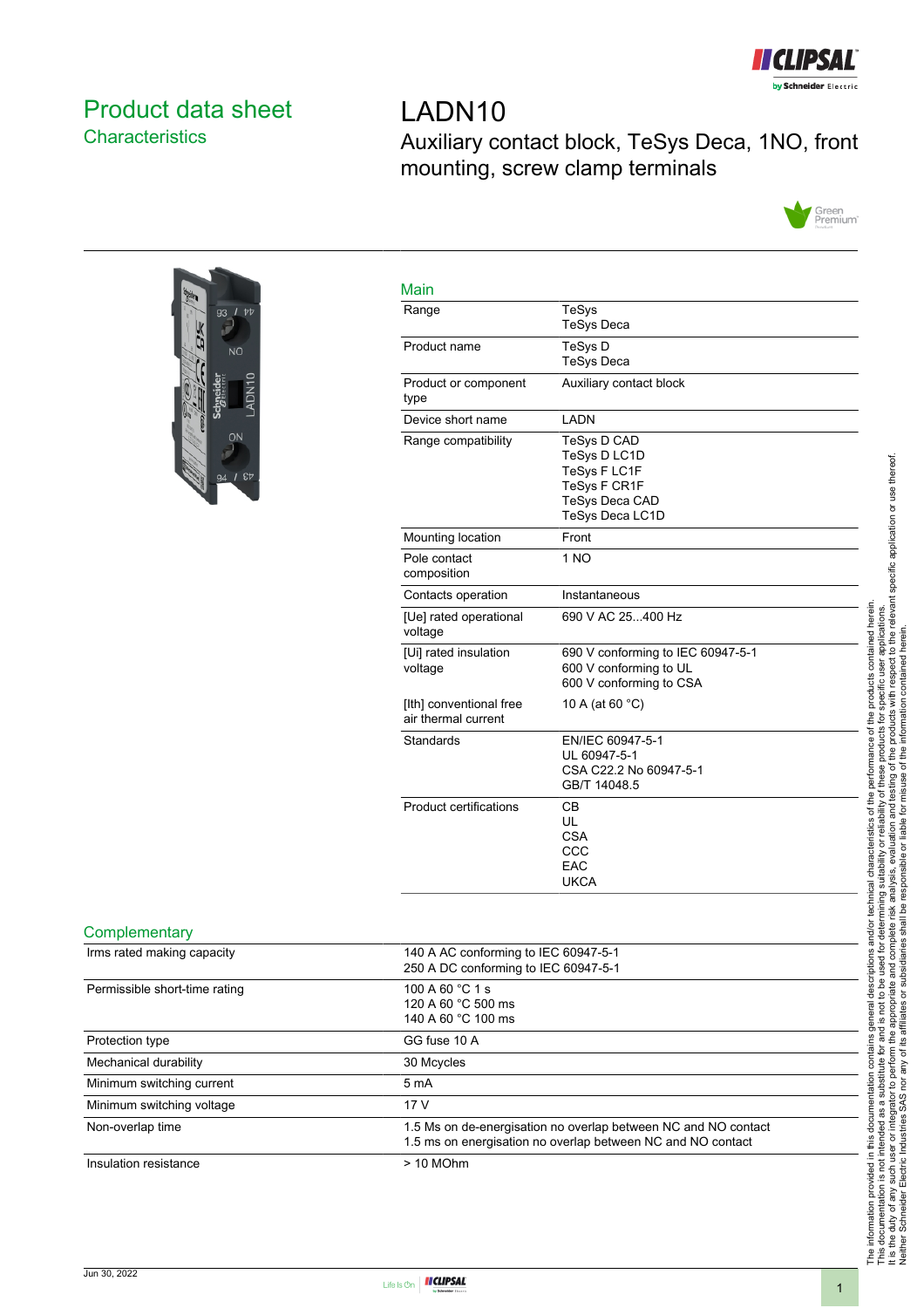# Product data sheet

## Characteristics

# LADN10

Auxiliary contact block, TeSys Deca, 1NO, front mounting, screw clamp terminals

## Main

| | |
|---|---|
| Range | TeSys<br>TeSys Deca |
| Product name | TeSys D<br>TeSys Deca |
| Product or component type | Auxiliary contact block |
| Device short name | LADN |
| Range compatibility | TeSys D CAD<br>TeSys D LC1D<br>TeSys F LC1F<br>TeSys F CR1F<br>TeSys Deca CAD<br>TeSys Deca LC1D |
| Mounting location | Front |
| Pole contact composition | 1 NO |
| Contacts operation | Instantaneous |
| [Ue] rated operational voltage | 690 V AC 25...400 Hz |
| [Ui] rated insulation voltage | 690 V conforming to IEC 60947-5-1<br>600 V conforming to UL<br>600 V conforming to CSA |
| [Ith] conventional free air thermal current | 10 A (at 60 °C) |
| Standards | EN/IEC 60947-5-1<br>UL 60947-5-1<br>CSA C22.2 No 60947-5-1<br>GB/T 14048.5 |
| Product certifications | CB<br>UL<br>CSA<br>CCC<br>EAC<br>UKCA |

## Complementary

| | |
|---|---|
| Irms rated making capacity | 140 A AC conforming to IEC 60947-5-1<br>250 A DC conforming to IEC 60947-5-1 |
| Permissible short-time rating | 100 A 60 °C 1 s<br>120 A 60 °C 500 ms<br>140 A 60 °C 100 ms |
| Protection type | GG fuse 10 A |
| Mechanical durability | 30 Mcycles |
| Minimum switching current | 5 mA |
| Minimum switching voltage | 17 V |
| Non-overlap time | 1.5 Ms on de-energisation no overlap between NC and NO contact<br>1.5 ms on energisation no overlap between NC and NO contact |
| Insulation resistance | > 10 MOhm |

The information provided in this documentation contains general descriptions and/or technical characteristics of the performance of the products contained herein. This documentation is not intended as a substitute for and is not to be used for determining suitability or reliability of these products for specific user applications. It is the duty of any such user or integrator to perform the appropriate and complete risk analysis, evaluation and testing of the products with respect to the relevant specific application or use thereof. Neither Schneider Electric Industries SAS nor any of its affiliates or subsidiaries shall be responsible or liable for misuse of the information contained herein.

Jun 30, 2022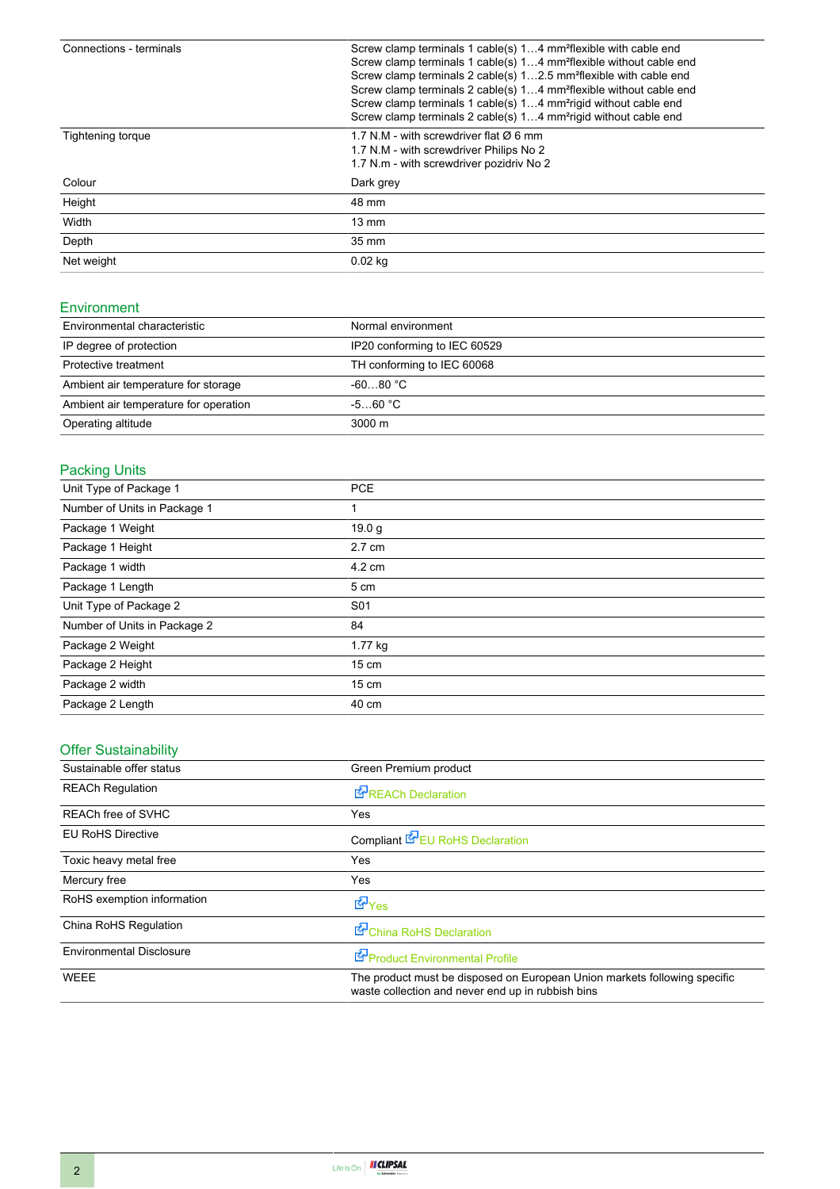| | |
|---|---|
| Connections - terminals | Screw clamp terminals 1 cable(s) 1…4 mm²flexible with cable end<br>Screw clamp terminals 1 cable(s) 1…4 mm²flexible without cable end<br>Screw clamp terminals 2 cable(s) 1…2.5 mm²flexible with cable end<br>Screw clamp terminals 2 cable(s) 1…4 mm²flexible without cable end<br>Screw clamp terminals 1 cable(s) 1…4 mm²rigid without cable end<br>Screw clamp terminals 2 cable(s) 1…4 mm²rigid without cable end |
| Tightening torque | 1.7 N.M - with screwdriver flat Ø 6 mm<br>1.7 N.M - with screwdriver Philips No 2<br>1.7 N.m - with screwdriver pozidriv No 2 |
| Colour | Dark grey |
| Height | 48 mm |
| Width | 13 mm |
| Depth | 35 mm |
| Net weight | 0.02 kg |

## Environment

| | |
|---|---|
| Environmental characteristic | Normal environment |
| IP degree of protection | IP20 conforming to IEC 60529 |
| Protective treatment | TH conforming to IEC 60068 |
| Ambient air temperature for storage | -60…80 °C |
| Ambient air temperature for operation | -5…60 °C |
| Operating altitude | 3000 m |

## Packing Units

| | |
|---|---|
| Unit Type of Package 1 | PCE |
| Number of Units in Package 1 | 1 |
| Package 1 Weight | 19.0 g |
| Package 1 Height | 2.7 cm |
| Package 1 width | 4.2 cm |
| Package 1 Length | 5 cm |
| Unit Type of Package 2 | S01 |
| Number of Units in Package 2 | 84 |
| Package 2 Weight | 1.77 kg |
| Package 2 Height | 15 cm |
| Package 2 width | 15 cm |
| Package 2 Length | 40 cm |

## Offer Sustainability

| | |
|---|---|
| Sustainable offer status | Green Premium product |
| REACh Regulation | REACh Declaration |
| REACh free of SVHC | Yes |
| EU RoHS Directive | Compliant EU RoHS Declaration |
| Toxic heavy metal free | Yes |
| Mercury free | Yes |
| RoHS exemption information | Yes |
| China RoHS Regulation | China RoHS Declaration |
| Environmental Disclosure | Product Environmental Profile |
| WEEE | The product must be disposed on European Union markets following specific waste collection and never end up in rubbish bins |